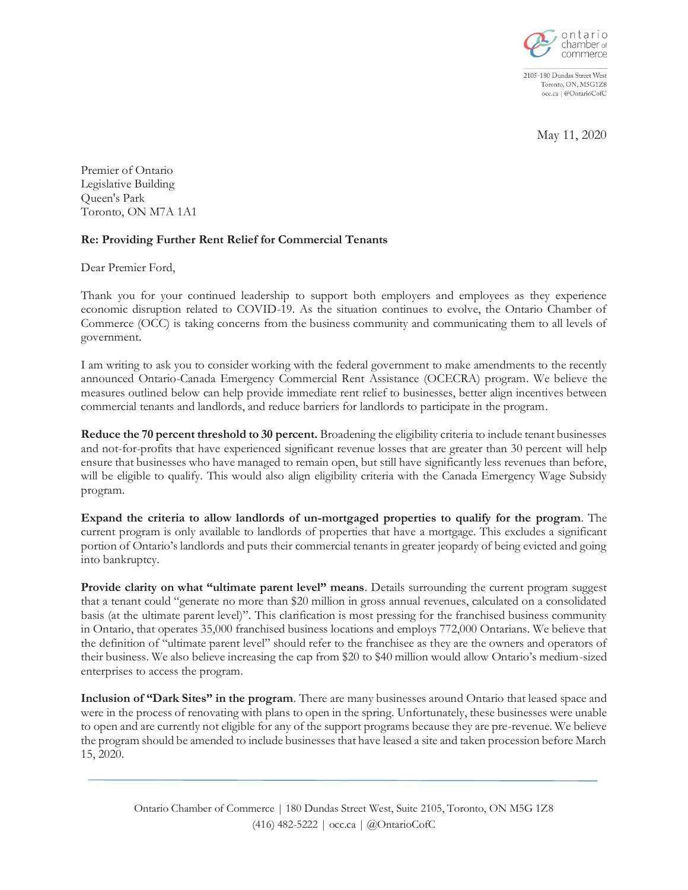ontario chamber of commerce

2105-180 Dundas Street West
Toronto, ON, M5G1Z8
occ.ca | @OntarioCofC

May 11, 2020

Premier of Ontario
Legislative Building
Queen's Park
Toronto, ON M7A 1A1

**Re: Providing Further Rent Relief for Commercial Tenants**

Dear Premier Ford,

Thank you for your continued leadership to support both employers and employees as they experience economic disruption related to COVID-19. As the situation continues to evolve, the Ontario Chamber of Commerce (OCC) is taking concerns from the business community and communicating them to all levels of government.

I am writing to ask you to consider working with the federal government to make amendments to the recently announced Ontario-Canada Emergency Commercial Rent Assistance (OCECRA) program. We believe the measures outlined below can help provide immediate rent relief to businesses, better align incentives between commercial tenants and landlords, and reduce barriers for landlords to participate in the program.

**Reduce the 70 percent threshold to 30 percent.** Broadening the eligibility criteria to include tenant businesses and not-for-profits that have experienced significant revenue losses that are greater than 30 percent will help ensure that businesses who have managed to remain open, but still have significantly less revenues than before, will be eligible to qualify. This would also align eligibility criteria with the Canada Emergency Wage Subsidy program.

**Expand the criteria to allow landlords of un-mortgaged properties to qualify for the program**. The current program is only available to landlords of properties that have a mortgage. This excludes a significant portion of Ontario's landlords and puts their commercial tenants in greater jeopardy of being evicted and going into bankruptcy.

**Provide clarity on what "ultimate parent level" means**. Details surrounding the current program suggest that a tenant could "generate no more than $20 million in gross annual revenues, calculated on a consolidated basis (at the ultimate parent level)". This clarification is most pressing for the franchised business community in Ontario, that operates 35,000 franchised business locations and employs 772,000 Ontarians. We believe that the definition of "ultimate parent level" should refer to the franchisee as they are the owners and operators of their business. We also believe increasing the cap from $20 to $40 million would allow Ontario's medium-sized enterprises to access the program.

**Inclusion of "Dark Sites" in the program**. There are many businesses around Ontario that leased space and were in the process of renovating with plans to open in the spring. Unfortunately, these businesses were unable to open and are currently not eligible for any of the support programs because they are pre-revenue. We believe the program should be amended to include businesses that have leased a site and taken procession before March 15, 2020.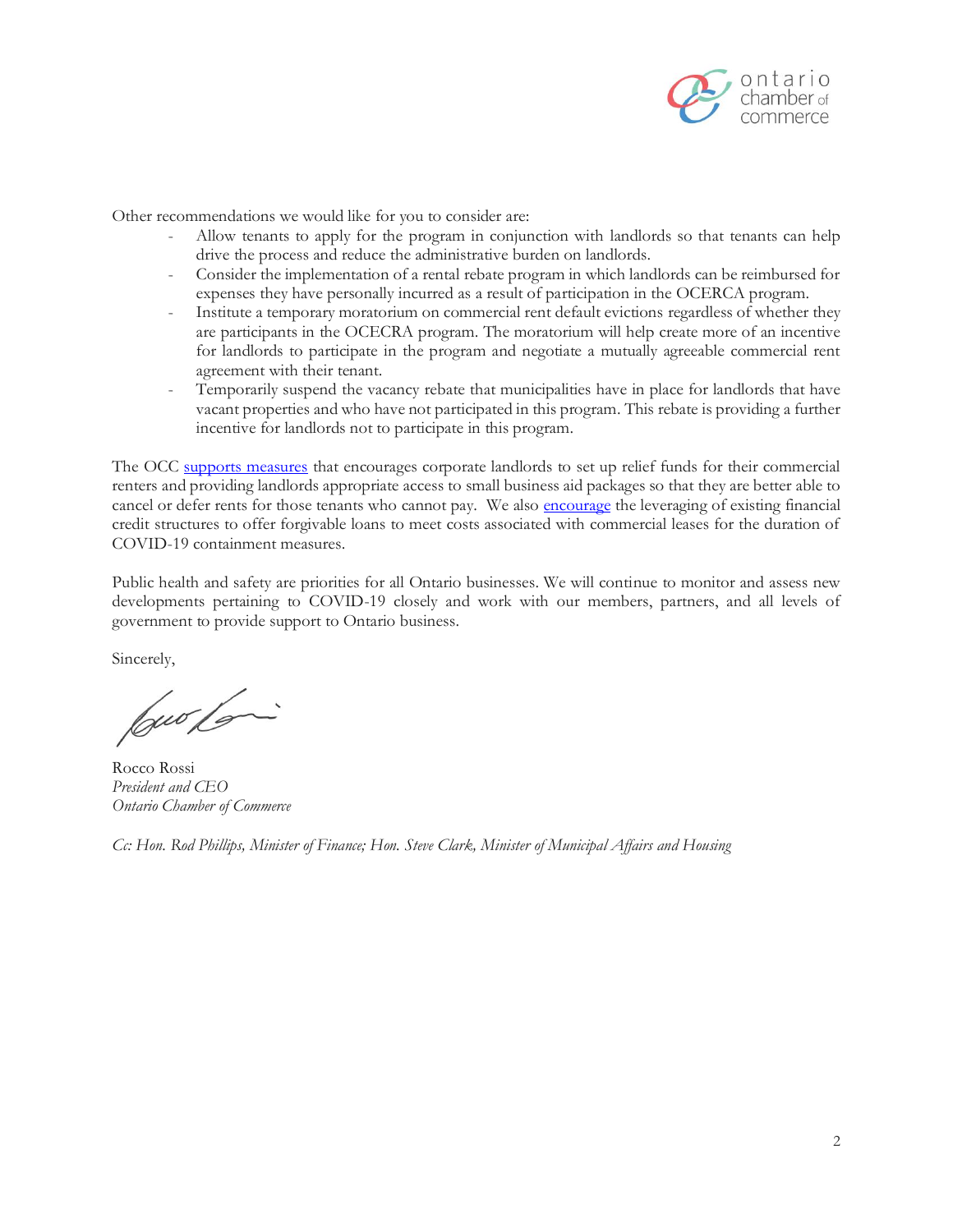Other recommendations we would like for you to consider are:

- Allow tenants to apply for the program in conjunction with landlords so that tenants can help drive the process and reduce the administrative burden on landlords.
- Consider the implementation of a rental rebate program in which landlords can be reimbursed for expenses they have personally incurred as a result of participation in the OCERCA program.
- Institute a temporary moratorium on commercial rent default evictions regardless of whether they are participants in the OCECRA program. The moratorium will help create more of an incentive for landlords to participate in the program and negotiate a mutually agreeable commercial rent agreement with their tenant.
- Temporarily suspend the vacancy rebate that municipalities have in place for landlords that have vacant properties and who have not participated in this program. This rebate is providing a further incentive for landlords not to participate in this program.

The OCC supports measures that encourages corporate landlords to set up relief funds for their commercial renters and providing landlords appropriate access to small business aid packages so that they are better able to cancel or defer rents for those tenants who cannot pay. We also encourage the leveraging of existing financial credit structures to offer forgivable loans to meet costs associated with commercial leases for the duration of COVID-19 containment measures.

Public health and safety are priorities for all Ontario businesses. We will continue to monitor and assess new developments pertaining to COVID-19 closely and work with our members, partners, and all levels of government to provide support to Ontario business.

Sincerely,

Rocco Rossi
*President and CEO*
*Ontario Chamber of Commerce*

*Cc: Hon. Rod Phillips, Minister of Finance; Hon. Steve Clark, Minister of Municipal Affairs and Housing*